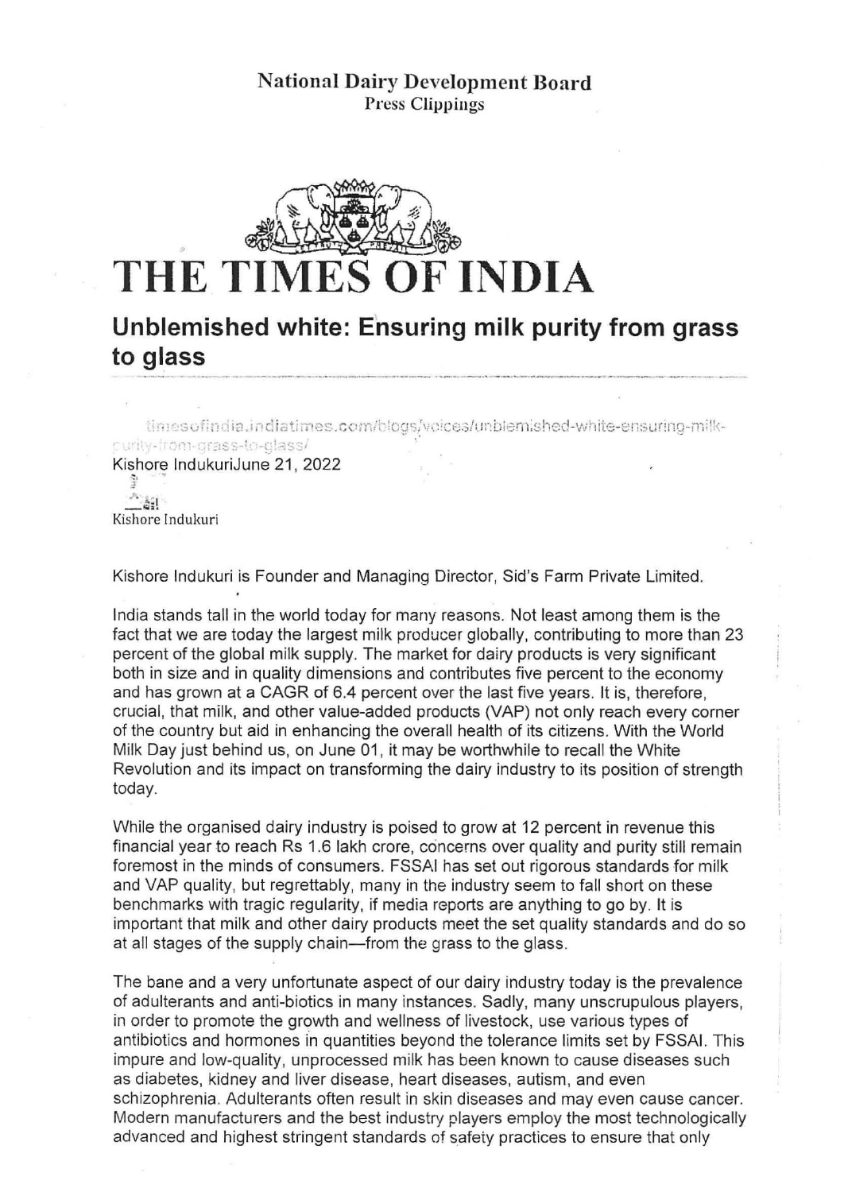National Dairy Development Board
Press Clippings

# THE TIMES OF INDIA

## Unblemished white: Ensuring milk purity from grass to glass

timesofindia.indiatimes.com/blogs/voices/unblemished-white-ensuring-milk-purity-from-grass-to-glass/

Kishore IndukuriJune 21, 2022

Kishore Indukuri

Kishore Indukuri is Founder and Managing Director, Sid's Farm Private Limited.

India stands tall in the world today for many reasons. Not least among them is the fact that we are today the largest milk producer globally, contributing to more than 23 percent of the global milk supply. The market for dairy products is very significant both in size and in quality dimensions and contributes five percent to the economy and has grown at a CAGR of 6.4 percent over the last five years. It is, therefore, crucial, that milk, and other value-added products (VAP) not only reach every corner of the country but aid in enhancing the overall health of its citizens. With the World Milk Day just behind us, on June 01, it may be worthwhile to recall the White Revolution and its impact on transforming the dairy industry to its position of strength today.

While the organised dairy industry is poised to grow at 12 percent in revenue this financial year to reach Rs 1.6 lakh crore, concerns over quality and purity still remain foremost in the minds of consumers. FSSAI has set out rigorous standards for milk and VAP quality, but regrettably, many in the industry seem to fall short on these benchmarks with tragic regularity, if media reports are anything to go by. It is important that milk and other dairy products meet the set quality standards and do so at all stages of the supply chain—from the grass to the glass.

The bane and a very unfortunate aspect of our dairy industry today is the prevalence of adulterants and anti-biotics in many instances. Sadly, many unscrupulous players, in order to promote the growth and wellness of livestock, use various types of antibiotics and hormones in quantities beyond the tolerance limits set by FSSAI. This impure and low-quality, unprocessed milk has been known to cause diseases such as diabetes, kidney and liver disease, heart diseases, autism, and even schizophrenia. Adulterants often result in skin diseases and may even cause cancer. Modern manufacturers and the best industry players employ the most technologically advanced and highest stringent standards of safety practices to ensure that only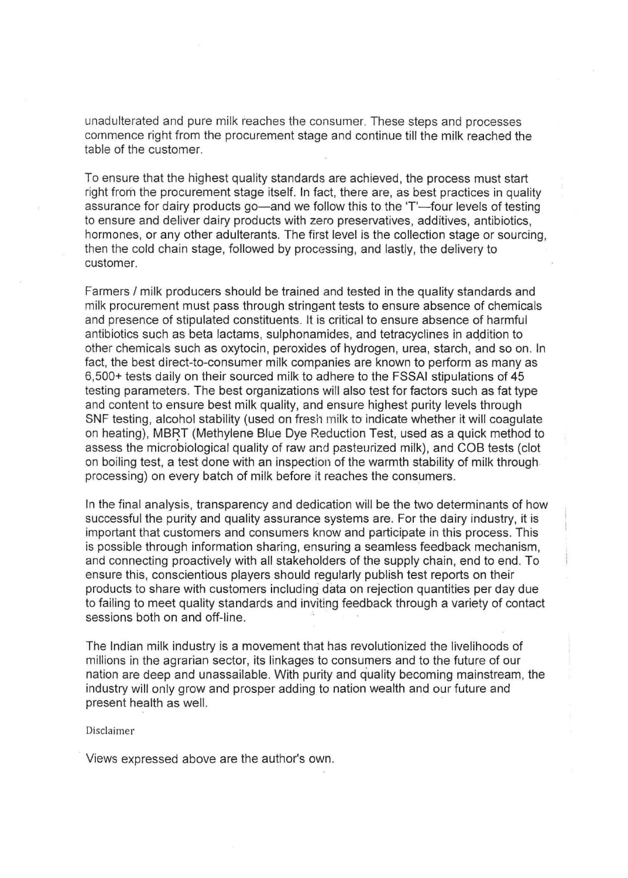unadulterated and pure milk reaches the consumer. These steps and processes commence right from the procurement stage and continue till the milk reached the table of the customer.

To ensure that the highest quality standards are achieved, the process must start right from the procurement stage itself. In fact, there are, as best practices in quality assurance for dairy products go—and we follow this to the 'T'—four levels of testing to ensure and deliver dairy products with zero preservatives, additives, antibiotics, hormones, or any other adulterants. The first level is the collection stage or sourcing, then the cold chain stage, followed by processing, and lastly, the delivery to customer.

Farmers / milk producers should be trained and tested in the quality standards and milk procurement must pass through stringent tests to ensure absence of chemicals and presence of stipulated constituents. It is critical to ensure absence of harmful antibiotics such as beta lactams, sulphonamides, and tetracyclines in addition to other chemicals such as oxytocin, peroxides of hydrogen, urea, starch, and so on. In fact, the best direct-to-consumer milk companies are known to perform as many as 6,500+ tests daily on their sourced milk to adhere to the FSSAI stipulations of 45 testing parameters. The best organizations will also test for factors such as fat type and content to ensure best milk quality, and ensure highest purity levels through SNF testing, alcohol stability (used on fresh milk to indicate whether it will coagulate on heating), MBRT (Methylene Blue Dye Reduction Test, used as a quick method to assess the microbiological quality of raw and pasteurized milk), and COB tests (clot on boiling test, a test done with an inspection of the warmth stability of milk through processing) on every batch of milk before it reaches the consumers.

In the final analysis, transparency and dedication will be the two determinants of how successful the purity and quality assurance systems are. For the dairy industry, it is important that customers and consumers know and participate in this process. This is possible through information sharing, ensuring a seamless feedback mechanism, and connecting proactively with all stakeholders of the supply chain, end to end. To ensure this, conscientious players should regularly publish test reports on their products to share with customers including data on rejection quantities per day due to failing to meet quality standards and inviting feedback through a variety of contact sessions both on and off-line.

The Indian milk industry is a movement that has revolutionized the livelihoods of millions in the agrarian sector, its linkages to consumers and to the future of our nation are deep and unassailable. With purity and quality becoming mainstream, the industry will only grow and prosper adding to nation wealth and our future and present health as well.

Disclaimer

Views expressed above are the author's own.